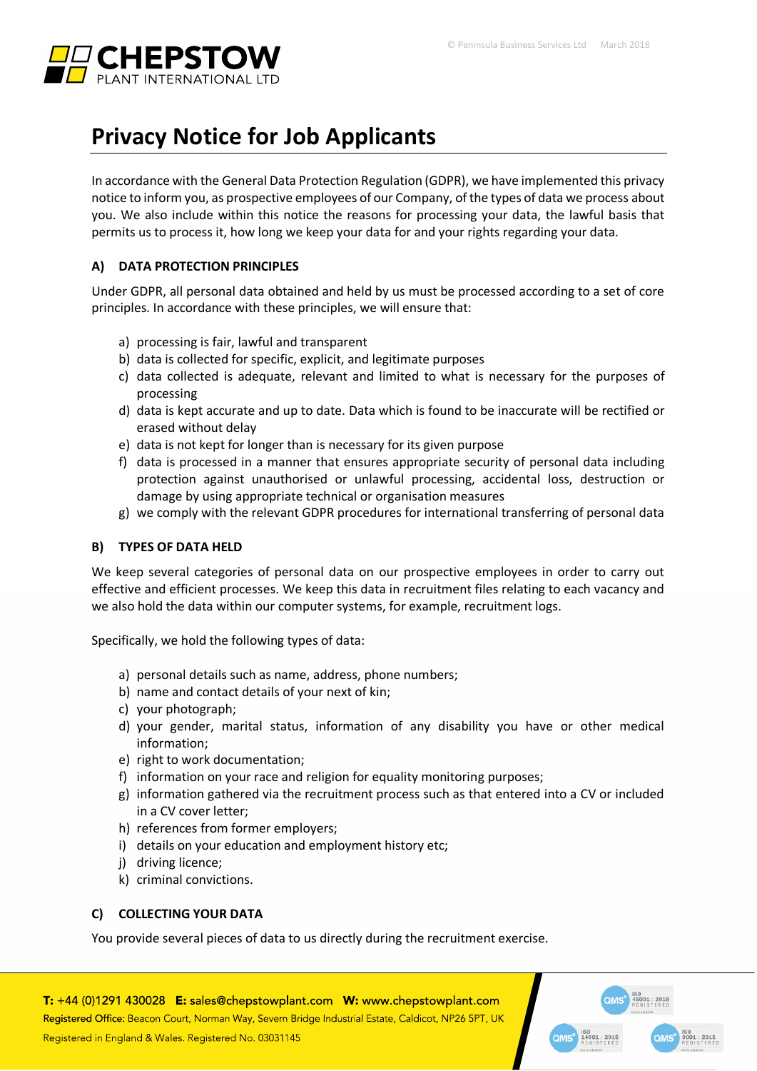# Privacy Notice for Job Applicants

In accordance with the General Data Protection Regulation (GDPR), we have implemented this privacy notice to inform you, as prospective employees of our Company, of the types of data we process about you. We also include within this notice the reasons for processing your data, the lawful basis that permits us to process it, how long we keep your data for and your rights regarding your data.

## A) DATA PROTECTION PRINCIPLES

Under GDPR, all personal data obtained and held by us must be processed according to a set of core principles. In accordance with these principles, we will ensure that:

a) processing is fair, lawful and transparent
b) data is collected for specific, explicit, and legitimate purposes
c) data collected is adequate, relevant and limited to what is necessary for the purposes of processing
d) data is kept accurate and up to date. Data which is found to be inaccurate will be rectified or erased without delay
e) data is not kept for longer than is necessary for its given purpose
f) data is processed in a manner that ensures appropriate security of personal data including protection against unauthorised or unlawful processing, accidental loss, destruction or damage by using appropriate technical or organisation measures
g) we comply with the relevant GDPR procedures for international transferring of personal data

## B) TYPES OF DATA HELD

We keep several categories of personal data on our prospective employees in order to carry out effective and efficient processes. We keep this data in recruitment files relating to each vacancy and we also hold the data within our computer systems, for example, recruitment logs.

Specifically, we hold the following types of data:

a) personal details such as name, address, phone numbers;
b) name and contact details of your next of kin;
c) your photograph;
d) your gender, marital status, information of any disability you have or other medical information;
e) right to work documentation;
f) information on your race and religion for equality monitoring purposes;
g) information gathered via the recruitment process such as that entered into a CV or included in a CV cover letter;
h) references from former employers;
i) details on your education and employment history etc;
j) driving licence;
k) criminal convictions.

## C) COLLECTING YOUR DATA

You provide several pieces of data to us directly during the recruitment exercise.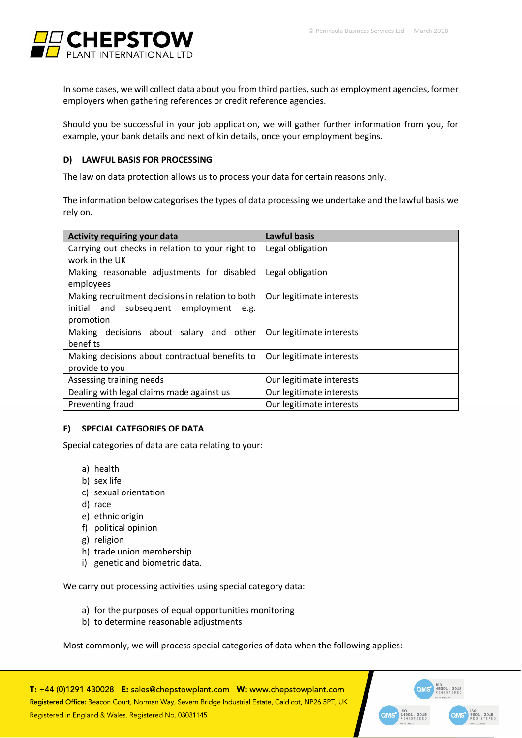In some cases, we will collect data about you from third parties, such as employment agencies, former employers when gathering references or credit reference agencies.

Should you be successful in your job application, we will gather further information from you, for example, your bank details and next of kin details, once your employment begins.

## D) LAWFUL BASIS FOR PROCESSING

The law on data protection allows us to process your data for certain reasons only.

The information below categorises the types of data processing we undertake and the lawful basis we rely on.

| Activity requiring your data | Lawful basis |
|---|---|
| Carrying out checks in relation to your right to work in the UK | Legal obligation |
| Making reasonable adjustments for disabled employees | Legal obligation |
| Making recruitment decisions in relation to both initial and subsequent employment e.g. promotion | Our legitimate interests |
| Making decisions about salary and other benefits | Our legitimate interests |
| Making decisions about contractual benefits to provide to you | Our legitimate interests |
| Assessing training needs | Our legitimate interests |
| Dealing with legal claims made against us | Our legitimate interests |
| Preventing fraud | Our legitimate interests |

## E) SPECIAL CATEGORIES OF DATA

Special categories of data are data relating to your:

a) health
b) sex life
c) sexual orientation
d) race
e) ethnic origin
f) political opinion
g) religion
h) trade union membership
i) genetic and biometric data.

We carry out processing activities using special category data:

a) for the purposes of equal opportunities monitoring
b) to determine reasonable adjustments

Most commonly, we will process special categories of data when the following applies: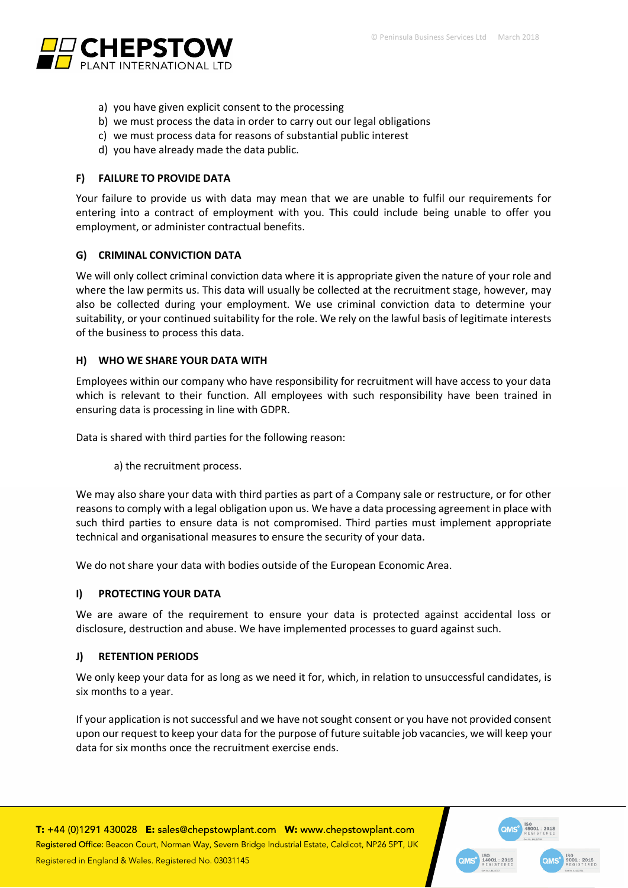a) you have given explicit consent to the processing
b) we must process the data in order to carry out our legal obligations
c) we must process data for reasons of substantial public interest
d) you have already made the data public.

## F) FAILURE TO PROVIDE DATA

Your failure to provide us with data may mean that we are unable to fulfil our requirements for entering into a contract of employment with you. This could include being unable to offer you employment, or administer contractual benefits.

## G) CRIMINAL CONVICTION DATA

We will only collect criminal conviction data where it is appropriate given the nature of your role and where the law permits us. This data will usually be collected at the recruitment stage, however, may also be collected during your employment. We use criminal conviction data to determine your suitability, or your continued suitability for the role. We rely on the lawful basis of legitimate interests of the business to process this data.

## H) WHO WE SHARE YOUR DATA WITH

Employees within our company who have responsibility for recruitment will have access to your data which is relevant to their function. All employees with such responsibility have been trained in ensuring data is processing in line with GDPR.

Data is shared with third parties for the following reason:

a) the recruitment process.

We may also share your data with third parties as part of a Company sale or restructure, or for other reasons to comply with a legal obligation upon us. We have a data processing agreement in place with such third parties to ensure data is not compromised. Third parties must implement appropriate technical and organisational measures to ensure the security of your data.

We do not share your data with bodies outside of the European Economic Area.

## I) PROTECTING YOUR DATA

We are aware of the requirement to ensure your data is protected against accidental loss or disclosure, destruction and abuse. We have implemented processes to guard against such.

## J) RETENTION PERIODS

We only keep your data for as long as we need it for, which, in relation to unsuccessful candidates, is six months to a year.

If your application is not successful and we have not sought consent or you have not provided consent upon our request to keep your data for the purpose of future suitable job vacancies, we will keep your data for six months once the recruitment exercise ends.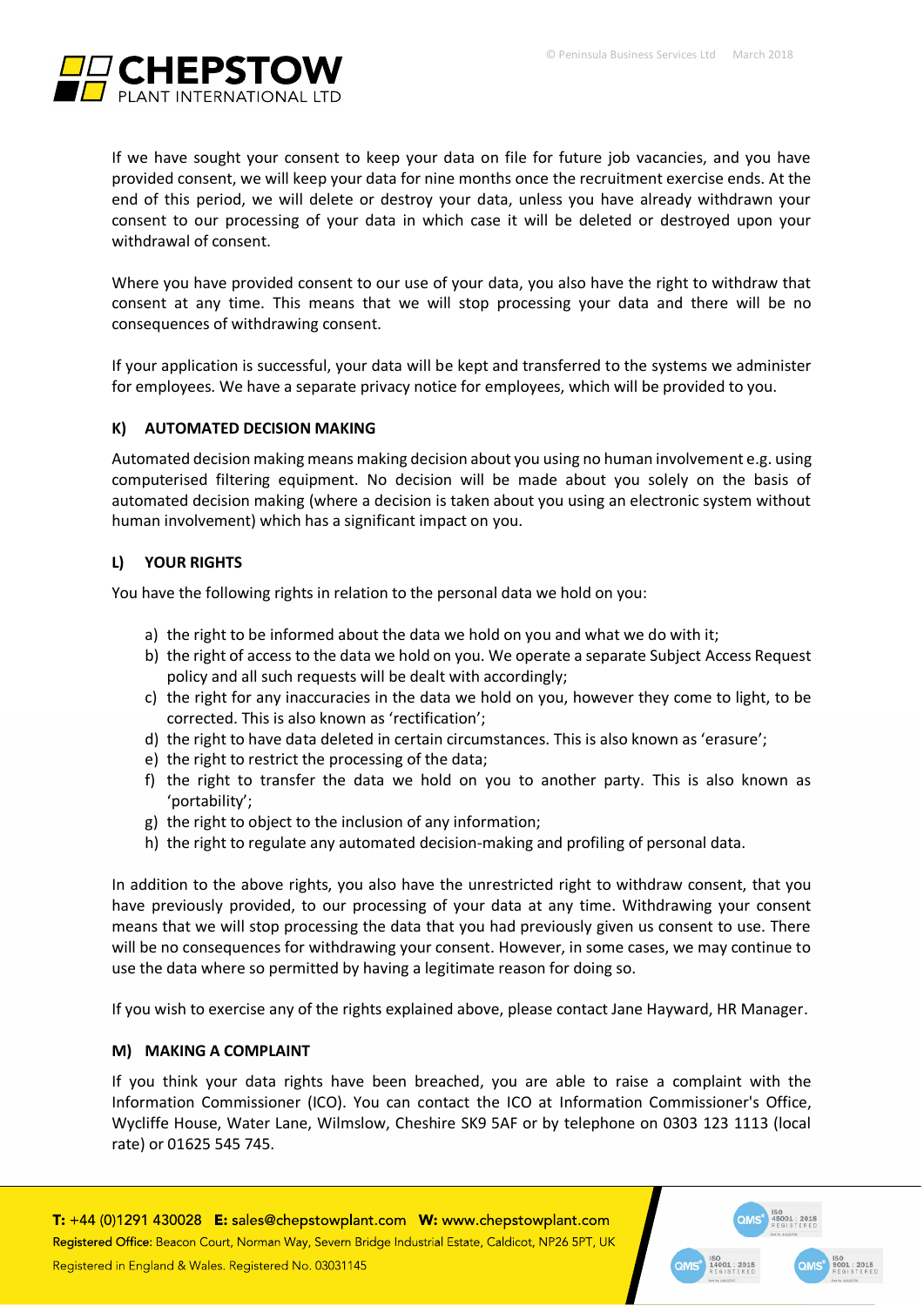If we have sought your consent to keep your data on file for future job vacancies, and you have provided consent, we will keep your data for nine months once the recruitment exercise ends. At the end of this period, we will delete or destroy your data, unless you have already withdrawn your consent to our processing of your data in which case it will be deleted or destroyed upon your withdrawal of consent.

Where you have provided consent to our use of your data, you also have the right to withdraw that consent at any time. This means that we will stop processing your data and there will be no consequences of withdrawing consent.

If your application is successful, your data will be kept and transferred to the systems we administer for employees. We have a separate privacy notice for employees, which will be provided to you.

## K) AUTOMATED DECISION MAKING

Automated decision making means making decision about you using no human involvement e.g. using computerised filtering equipment. No decision will be made about you solely on the basis of automated decision making (where a decision is taken about you using an electronic system without human involvement) which has a significant impact on you.

## L) YOUR RIGHTS

You have the following rights in relation to the personal data we hold on you:

a) the right to be informed about the data we hold on you and what we do with it;
b) the right of access to the data we hold on you. We operate a separate Subject Access Request policy and all such requests will be dealt with accordingly;
c) the right for any inaccuracies in the data we hold on you, however they come to light, to be corrected. This is also known as 'rectification';
d) the right to have data deleted in certain circumstances. This is also known as 'erasure';
e) the right to restrict the processing of the data;
f) the right to transfer the data we hold on you to another party. This is also known as 'portability';
g) the right to object to the inclusion of any information;
h) the right to regulate any automated decision-making and profiling of personal data.

In addition to the above rights, you also have the unrestricted right to withdraw consent, that you have previously provided, to our processing of your data at any time. Withdrawing your consent means that we will stop processing the data that you had previously given us consent to use. There will be no consequences for withdrawing your consent. However, in some cases, we may continue to use the data where so permitted by having a legitimate reason for doing so.

If you wish to exercise any of the rights explained above, please contact Jane Hayward, HR Manager.

## M) MAKING A COMPLAINT

If you think your data rights have been breached, you are able to raise a complaint with the Information Commissioner (ICO). You can contact the ICO at Information Commissioner's Office, Wycliffe House, Water Lane, Wilmslow, Cheshire SK9 5AF or by telephone on 0303 123 1113 (local rate) or 01625 545 745.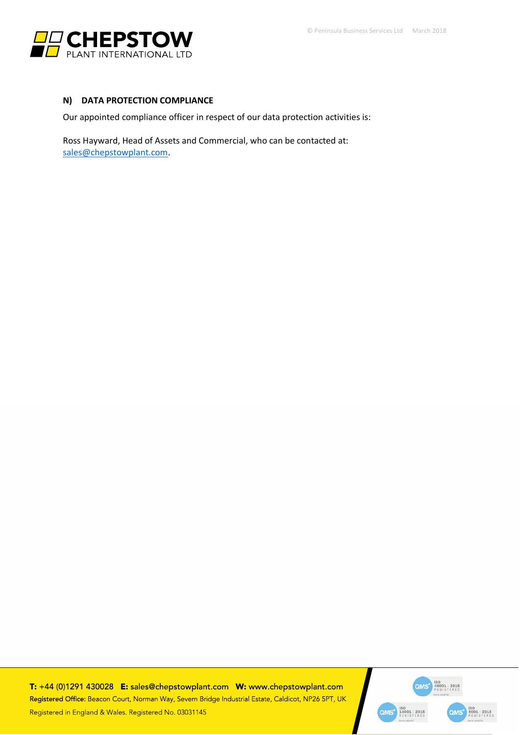## N) DATA PROTECTION COMPLIANCE

Our appointed compliance officer in respect of our data protection activities is:

Ross Hayward, Head of Assets and Commercial, who can be contacted at: sales@chepstowplant.com.